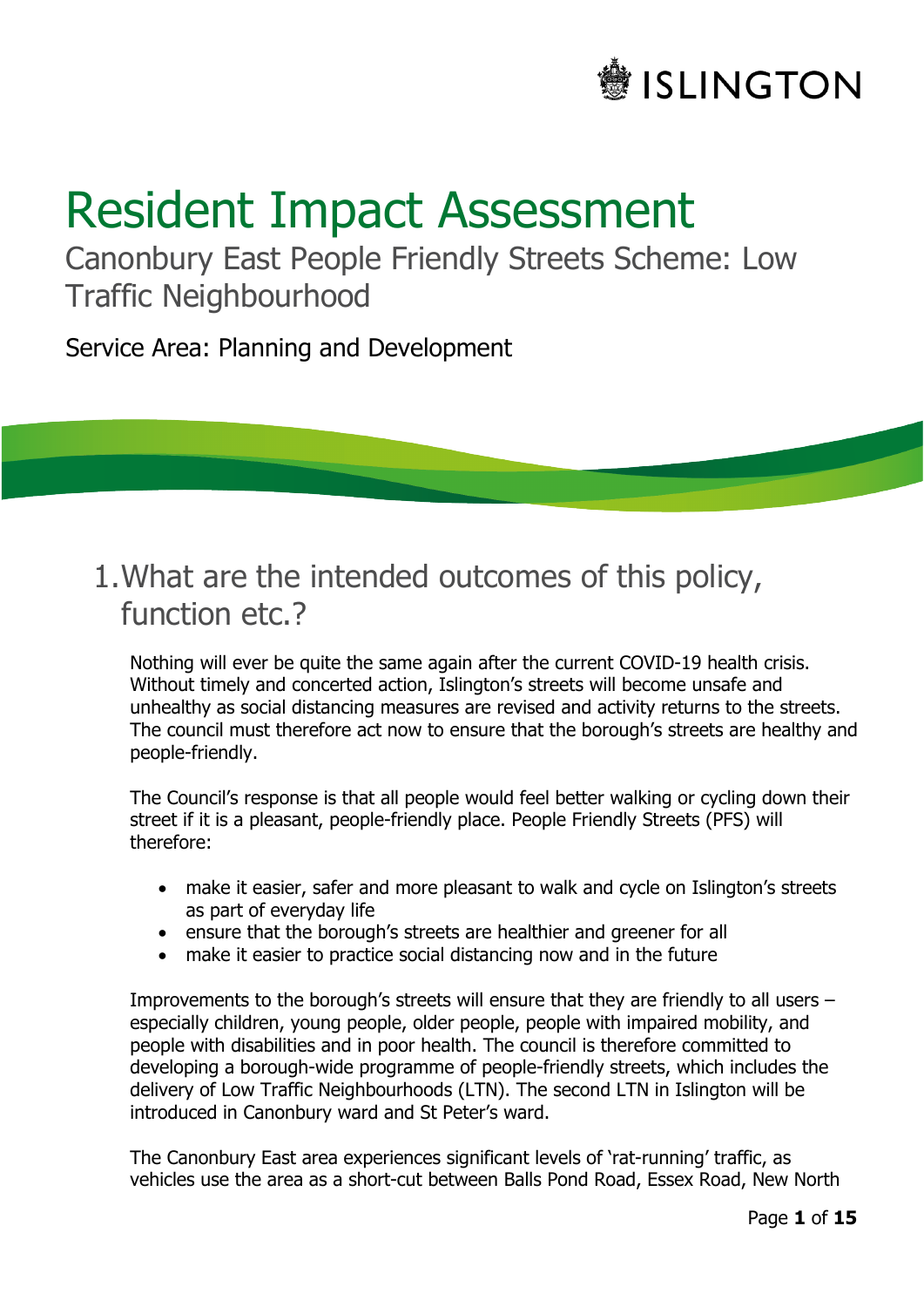ISLINGTON

# Resident Impact Assessment

Canonbury East People Friendly Streets Scheme: Low Traffic Neighbourhood

Service Area: Planning and Development

## 1. What are the intended outcomes of this policy, function etc.?

Nothing will ever be quite the same again after the current COVID-19 health crisis. Without timely and concerted action, Islington's streets will become unsafe and unhealthy as social distancing measures are revised and activity returns to the streets. The council must therefore act now to ensure that the borough's streets are healthy and people-friendly.

The Council's response is that all people would feel better walking or cycling down their street if it is a pleasant, people-friendly place. People Friendly Streets (PFS) will therefore:

- make it easier, safer and more pleasant to walk and cycle on Islington's streets as part of everyday life
- ensure that the borough's streets are healthier and greener for all
- make it easier to practice social distancing now and in the future

Improvements to the borough's streets will ensure that they are friendly to all users – especially children, young people, older people, people with impaired mobility, and people with disabilities and in poor health. The council is therefore committed to developing a borough-wide programme of people-friendly streets, which includes the delivery of Low Traffic Neighbourhoods (LTN). The second LTN in Islington will be introduced in Canonbury ward and St Peter's ward.

The Canonbury East area experiences significant levels of 'rat-running' traffic, as vehicles use the area as a short-cut between Balls Pond Road, Essex Road, New North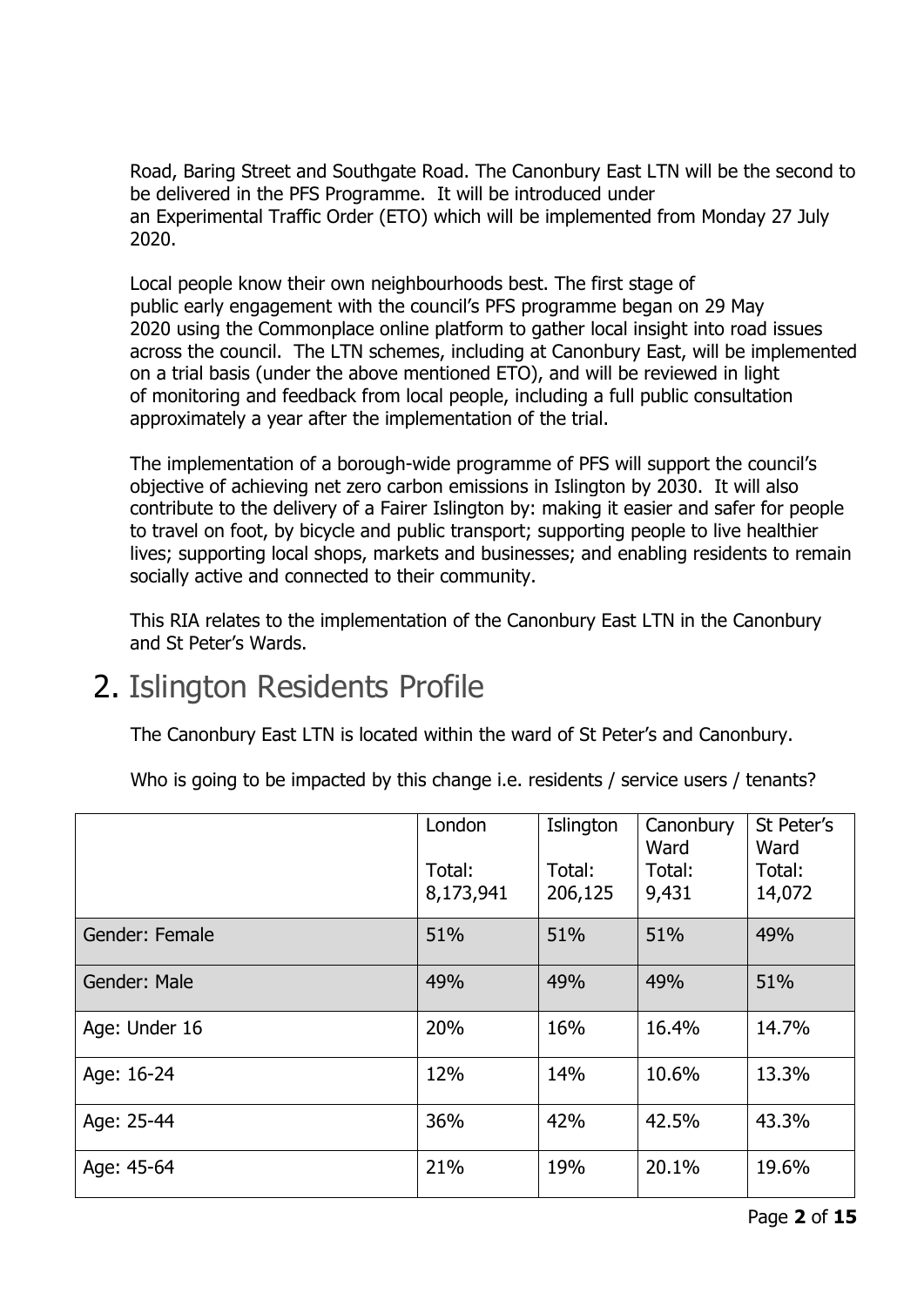Road, Baring Street and Southgate Road. The Canonbury East LTN will be the second to be delivered in the PFS Programme. It will be introduced under an Experimental Traffic Order (ETO) which will be implemented from Monday 27 July 2020.

Local people know their own neighbourhoods best. The first stage of public early engagement with the council's PFS programme began on 29 May 2020 using the Commonplace online platform to gather local insight into road issues across the council. The LTN schemes, including at Canonbury East, will be implemented on a trial basis (under the above mentioned ETO), and will be reviewed in light of monitoring and feedback from local people, including a full public consultation approximately a year after the implementation of the trial.

The implementation of a borough-wide programme of PFS will support the council's objective of achieving net zero carbon emissions in Islington by 2030. It will also contribute to the delivery of a Fairer Islington by: making it easier and safer for people to travel on foot, by bicycle and public transport; supporting people to live healthier lives; supporting local shops, markets and businesses; and enabling residents to remain socially active and connected to their community.

This RIA relates to the implementation of the Canonbury East LTN in the Canonbury and St Peter's Wards.

## 2. Islington Residents Profile

The Canonbury East LTN is located within the ward of St Peter's and Canonbury.

Who is going to be impacted by this change i.e. residents / service users / tenants?

| | London<br>Total: 8,173,941 | Islington<br>Total: 206,125 | Canonbury Ward<br>Total: 9,431 | St Peter's Ward<br>Total: 14,072 |
|---|---|---|---|---|
| Gender: Female | 51% | 51% | 51% | 49% |
| Gender: Male | 49% | 49% | 49% | 51% |
| Age: Under 16 | 20% | 16% | 16.4% | 14.7% |
| Age: 16-24 | 12% | 14% | 10.6% | 13.3% |
| Age: 25-44 | 36% | 42% | 42.5% | 43.3% |
| Age: 45-64 | 21% | 19% | 20.1% | 19.6% |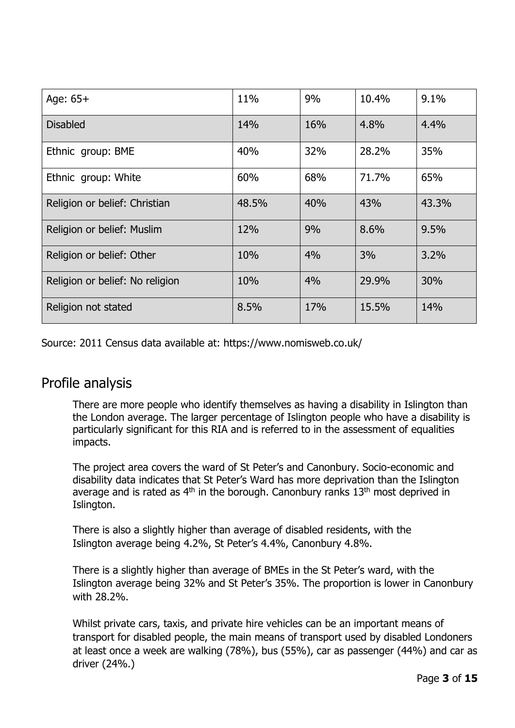| | | | | |
|---|---|---|---|---|
| Age: 65+ | 11% | 9% | 10.4% | 9.1% |
| Disabled | 14% | 16% | 4.8% | 4.4% |
| Ethnic group: BME | 40% | 32% | 28.2% | 35% |
| Ethnic group: White | 60% | 68% | 71.7% | 65% |
| Religion or belief: Christian | 48.5% | 40% | 43% | 43.3% |
| Religion or belief: Muslim | 12% | 9% | 8.6% | 9.5% |
| Religion or belief: Other | 10% | 4% | 3% | 3.2% |
| Religion or belief: No religion | 10% | 4% | 29.9% | 30% |
| Religion not stated | 8.5% | 17% | 15.5% | 14% |

Source: 2011 Census data available at: https://www.nomisweb.co.uk/

## Profile analysis

There are more people who identify themselves as having a disability in Islington than the London average. The larger percentage of Islington people who have a disability is particularly significant for this RIA and is referred to in the assessment of equalities impacts.

The project area covers the ward of St Peter's and Canonbury. Socio-economic and disability data indicates that St Peter's Ward has more deprivation than the Islington average and is rated as 4th in the borough. Canonbury ranks 13th most deprived in Islington.

There is also a slightly higher than average of disabled residents, with the Islington average being 4.2%, St Peter's 4.4%, Canonbury 4.8%.

There is a slightly higher than average of BMEs in the St Peter's ward, with the Islington average being 32% and St Peter's 35%. The proportion is lower in Canonbury with 28.2%.

Whilst private cars, taxis, and private hire vehicles can be an important means of transport for disabled people, the main means of transport used by disabled Londoners at least once a week are walking (78%), bus (55%), car as passenger (44%) and car as driver (24%.)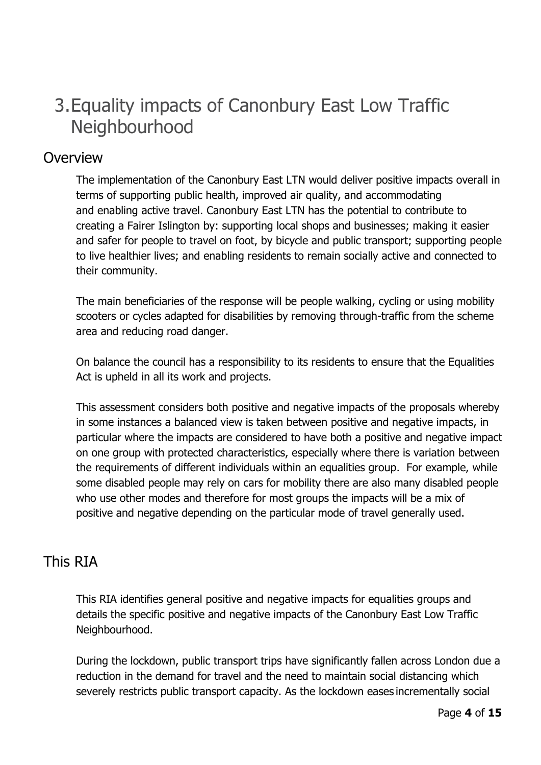# 3. Equality impacts of Canonbury East Low Traffic Neighbourhood

## Overview

The implementation of the Canonbury East LTN would deliver positive impacts overall in terms of supporting public health, improved air quality, and accommodating and enabling active travel. Canonbury East LTN has the potential to contribute to creating a Fairer Islington by: supporting local shops and businesses; making it easier and safer for people to travel on foot, by bicycle and public transport; supporting people to live healthier lives; and enabling residents to remain socially active and connected to their community.

The main beneficiaries of the response will be people walking, cycling or using mobility scooters or cycles adapted for disabilities by removing through-traffic from the scheme area and reducing road danger.

On balance the council has a responsibility to its residents to ensure that the Equalities Act is upheld in all its work and projects.

This assessment considers both positive and negative impacts of the proposals whereby in some instances a balanced view is taken between positive and negative impacts, in particular where the impacts are considered to have both a positive and negative impact on one group with protected characteristics, especially where there is variation between the requirements of different individuals within an equalities group. For example, while some disabled people may rely on cars for mobility there are also many disabled people who use other modes and therefore for most groups the impacts will be a mix of positive and negative depending on the particular mode of travel generally used.

## This RIA

This RIA identifies general positive and negative impacts for equalities groups and details the specific positive and negative impacts of the Canonbury East Low Traffic Neighbourhood.

During the lockdown, public transport trips have significantly fallen across London due a reduction in the demand for travel and the need to maintain social distancing which severely restricts public transport capacity. As the lockdown eases incrementally social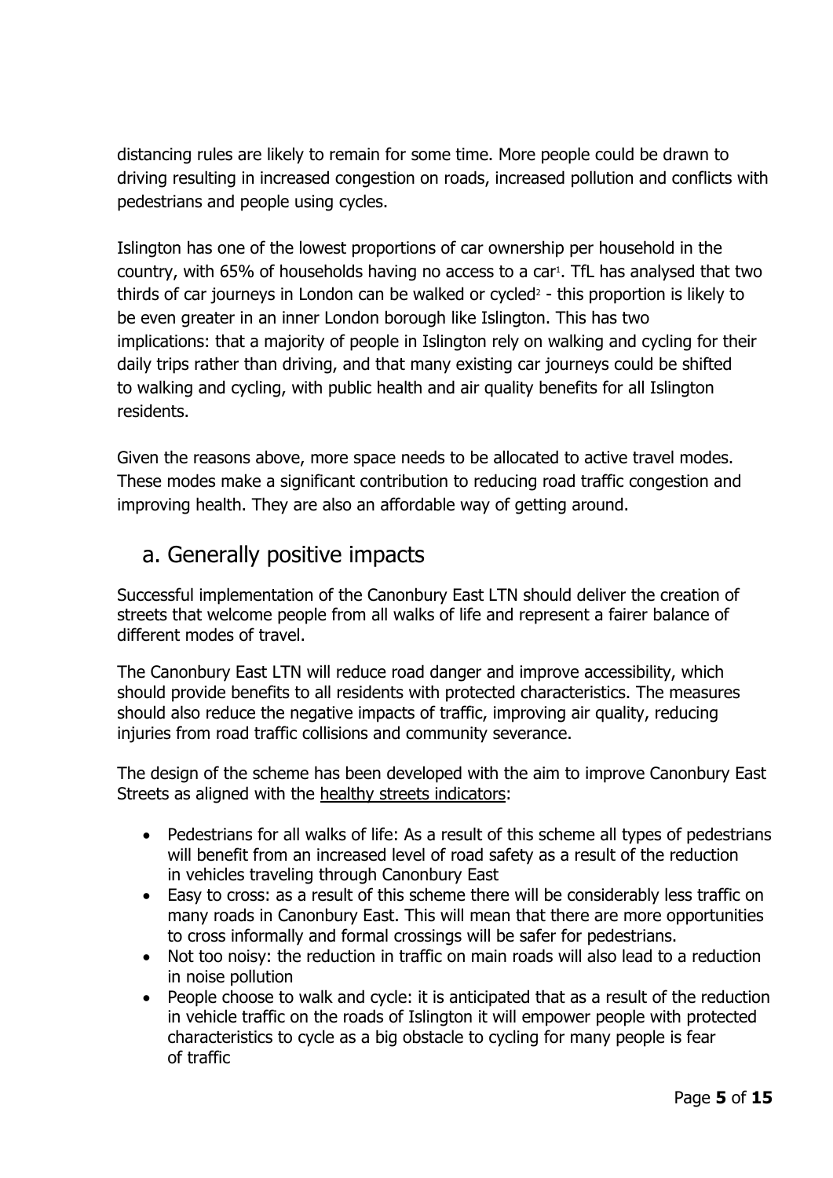distancing rules are likely to remain for some time. More people could be drawn to driving resulting in increased congestion on roads, increased pollution and conflicts with pedestrians and people using cycles.

Islington has one of the lowest proportions of car ownership per household in the country, with 65% of households having no access to a car[1]. TfL has analysed that two thirds of car journeys in London can be walked or cycled[2] - this proportion is likely to be even greater in an inner London borough like Islington. This has two implications: that a majority of people in Islington rely on walking and cycling for their daily trips rather than driving, and that many existing car journeys could be shifted to walking and cycling, with public health and air quality benefits for all Islington residents.

Given the reasons above, more space needs to be allocated to active travel modes. These modes make a significant contribution to reducing road traffic congestion and improving health. They are also an affordable way of getting around.

## a. Generally positive impacts

Successful implementation of the Canonbury East LTN should deliver the creation of streets that welcome people from all walks of life and represent a fairer balance of different modes of travel.

The Canonbury East LTN will reduce road danger and improve accessibility, which should provide benefits to all residents with protected characteristics. The measures should also reduce the negative impacts of traffic, improving air quality, reducing injuries from road traffic collisions and community severance.

The design of the scheme has been developed with the aim to improve Canonbury East Streets as aligned with the healthy streets indicators:

- Pedestrians for all walks of life: As a result of this scheme all types of pedestrians will benefit from an increased level of road safety as a result of the reduction in vehicles traveling through Canonbury East
- Easy to cross: as a result of this scheme there will be considerably less traffic on many roads in Canonbury East. This will mean that there are more opportunities to cross informally and formal crossings will be safer for pedestrians.
- Not too noisy: the reduction in traffic on main roads will also lead to a reduction in noise pollution
- People choose to walk and cycle: it is anticipated that as a result of the reduction in vehicle traffic on the roads of Islington it will empower people with protected characteristics to cycle as a big obstacle to cycling for many people is fear of traffic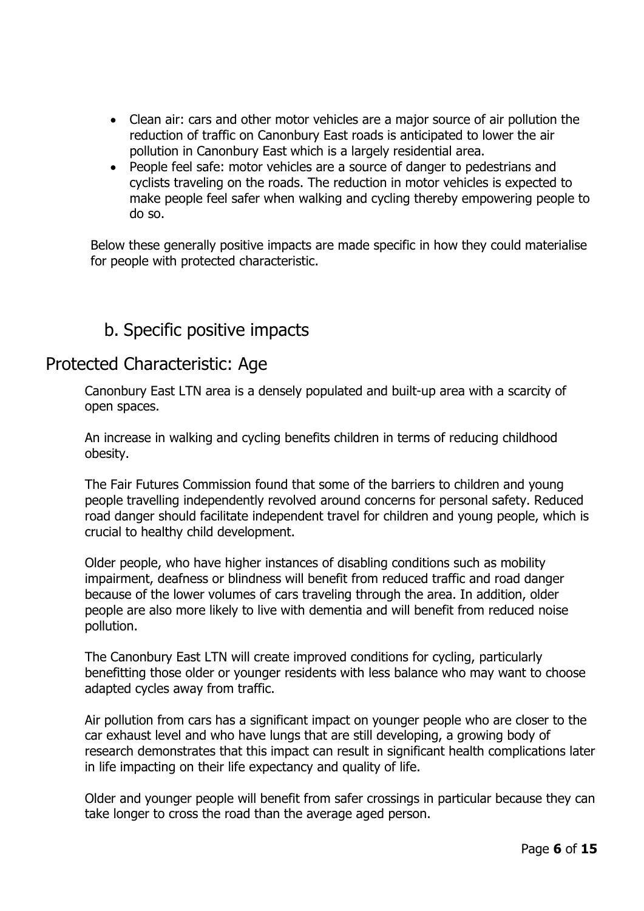- Clean air: cars and other motor vehicles are a major source of air pollution the reduction of traffic on Canonbury East roads is anticipated to lower the air pollution in Canonbury East which is a largely residential area.
- People feel safe: motor vehicles are a source of danger to pedestrians and cyclists traveling on the roads. The reduction in motor vehicles is expected to make people feel safer when walking and cycling thereby empowering people to do so.

Below these generally positive impacts are made specific in how they could materialise for people with protected characteristic.

## b. Specific positive impacts

## Protected Characteristic: Age

Canonbury East LTN area is a densely populated and built-up area with a scarcity of open spaces.

An increase in walking and cycling benefits children in terms of reducing childhood obesity.

The Fair Futures Commission found that some of the barriers to children and young people travelling independently revolved around concerns for personal safety. Reduced road danger should facilitate independent travel for children and young people, which is crucial to healthy child development.

Older people, who have higher instances of disabling conditions such as mobility impairment, deafness or blindness will benefit from reduced traffic and road danger because of the lower volumes of cars traveling through the area. In addition, older people are also more likely to live with dementia and will benefit from reduced noise pollution.

The Canonbury East LTN will create improved conditions for cycling, particularly benefitting those older or younger residents with less balance who may want to choose adapted cycles away from traffic.

Air pollution from cars has a significant impact on younger people who are closer to the car exhaust level and who have lungs that are still developing, a growing body of research demonstrates that this impact can result in significant health complications later in life impacting on their life expectancy and quality of life.

Older and younger people will benefit from safer crossings in particular because they can take longer to cross the road than the average aged person.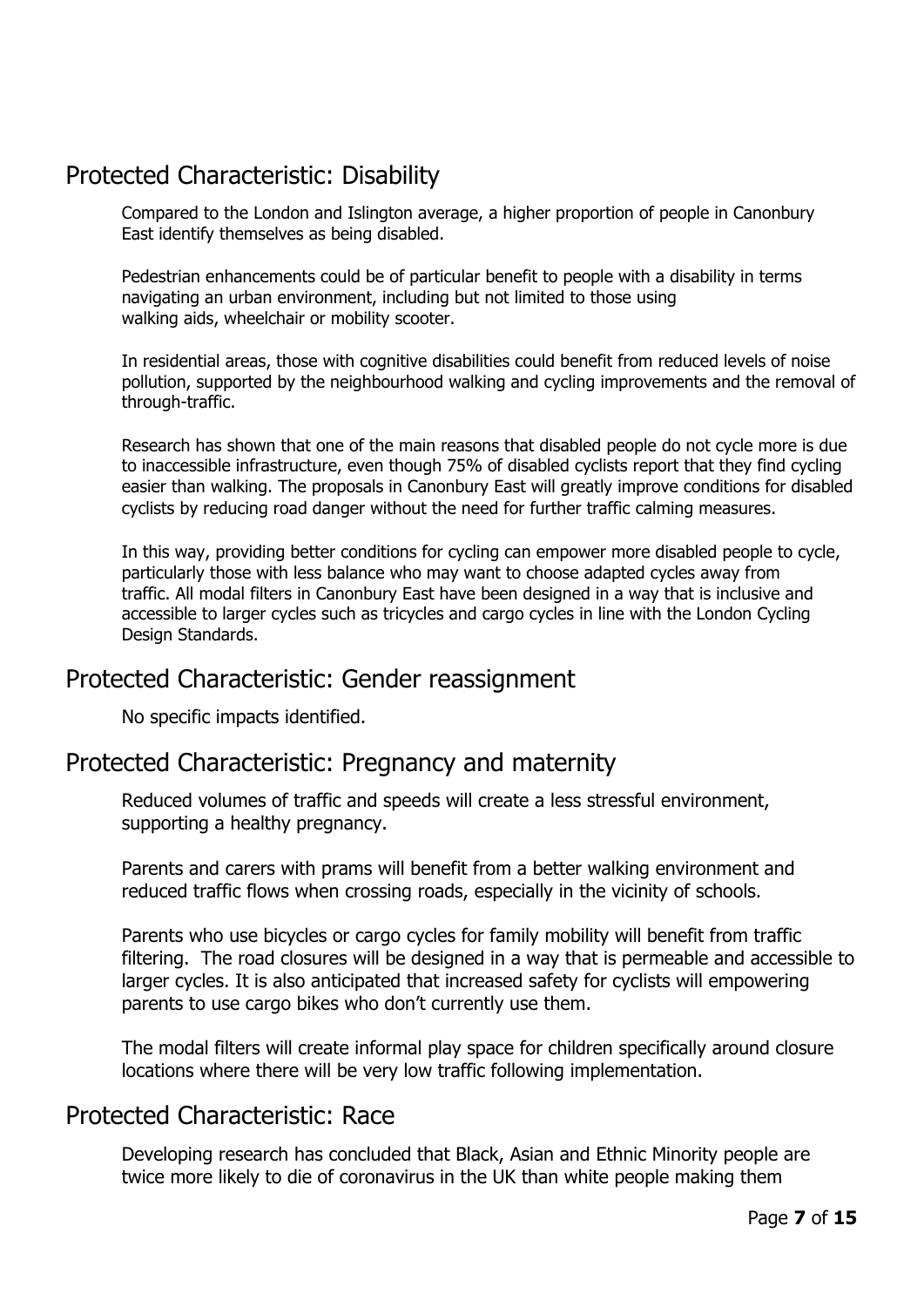## Protected Characteristic: Disability

Compared to the London and Islington average, a higher proportion of people in Canonbury East identify themselves as being disabled.

Pedestrian enhancements could be of particular benefit to people with a disability in terms navigating an urban environment, including but not limited to those using walking aids, wheelchair or mobility scooter.

In residential areas, those with cognitive disabilities could benefit from reduced levels of noise pollution, supported by the neighbourhood walking and cycling improvements and the removal of through-traffic.

Research has shown that one of the main reasons that disabled people do not cycle more is due to inaccessible infrastructure, even though 75% of disabled cyclists report that they find cycling easier than walking. The proposals in Canonbury East will greatly improve conditions for disabled cyclists by reducing road danger without the need for further traffic calming measures.

In this way, providing better conditions for cycling can empower more disabled people to cycle, particularly those with less balance who may want to choose adapted cycles away from traffic. All modal filters in Canonbury East have been designed in a way that is inclusive and accessible to larger cycles such as tricycles and cargo cycles in line with the London Cycling Design Standards.

## Protected Characteristic: Gender reassignment

No specific impacts identified.

## Protected Characteristic: Pregnancy and maternity

Reduced volumes of traffic and speeds will create a less stressful environment, supporting a healthy pregnancy.

Parents and carers with prams will benefit from a better walking environment and reduced traffic flows when crossing roads, especially in the vicinity of schools.

Parents who use bicycles or cargo cycles for family mobility will benefit from traffic filtering. The road closures will be designed in a way that is permeable and accessible to larger cycles. It is also anticipated that increased safety for cyclists will empowering parents to use cargo bikes who don't currently use them.

The modal filters will create informal play space for children specifically around closure locations where there will be very low traffic following implementation.

## Protected Characteristic: Race

Developing research has concluded that Black, Asian and Ethnic Minority people are twice more likely to die of coronavirus in the UK than white people making them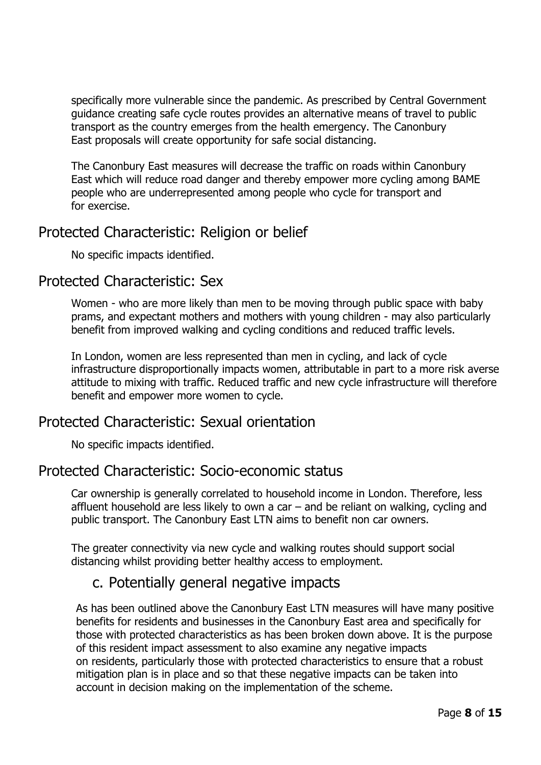specifically more vulnerable since the pandemic. As prescribed by Central Government guidance creating safe cycle routes provides an alternative means of travel to public transport as the country emerges from the health emergency. The Canonbury East proposals will create opportunity for safe social distancing.

The Canonbury East measures will decrease the traffic on roads within Canonbury East which will reduce road danger and thereby empower more cycling among BAME people who are underrepresented among people who cycle for transport and for exercise.

## Protected Characteristic: Religion or belief

No specific impacts identified.

## Protected Characteristic: Sex

Women - who are more likely than men to be moving through public space with baby prams, and expectant mothers and mothers with young children - may also particularly benefit from improved walking and cycling conditions and reduced traffic levels.

In London, women are less represented than men in cycling, and lack of cycle infrastructure disproportionally impacts women, attributable in part to a more risk averse attitude to mixing with traffic. Reduced traffic and new cycle infrastructure will therefore benefit and empower more women to cycle.

## Protected Characteristic: Sexual orientation

No specific impacts identified.

## Protected Characteristic: Socio-economic status

Car ownership is generally correlated to household income in London. Therefore, less affluent household are less likely to own a car – and be reliant on walking, cycling and public transport. The Canonbury East LTN aims to benefit non car owners.

The greater connectivity via new cycle and walking routes should support social distancing whilst providing better healthy access to employment.

### c. Potentially general negative impacts

As has been outlined above the Canonbury East LTN measures will have many positive benefits for residents and businesses in the Canonbury East area and specifically for those with protected characteristics as has been broken down above. It is the purpose of this resident impact assessment to also examine any negative impacts on residents, particularly those with protected characteristics to ensure that a robust mitigation plan is in place and so that these negative impacts can be taken into account in decision making on the implementation of the scheme.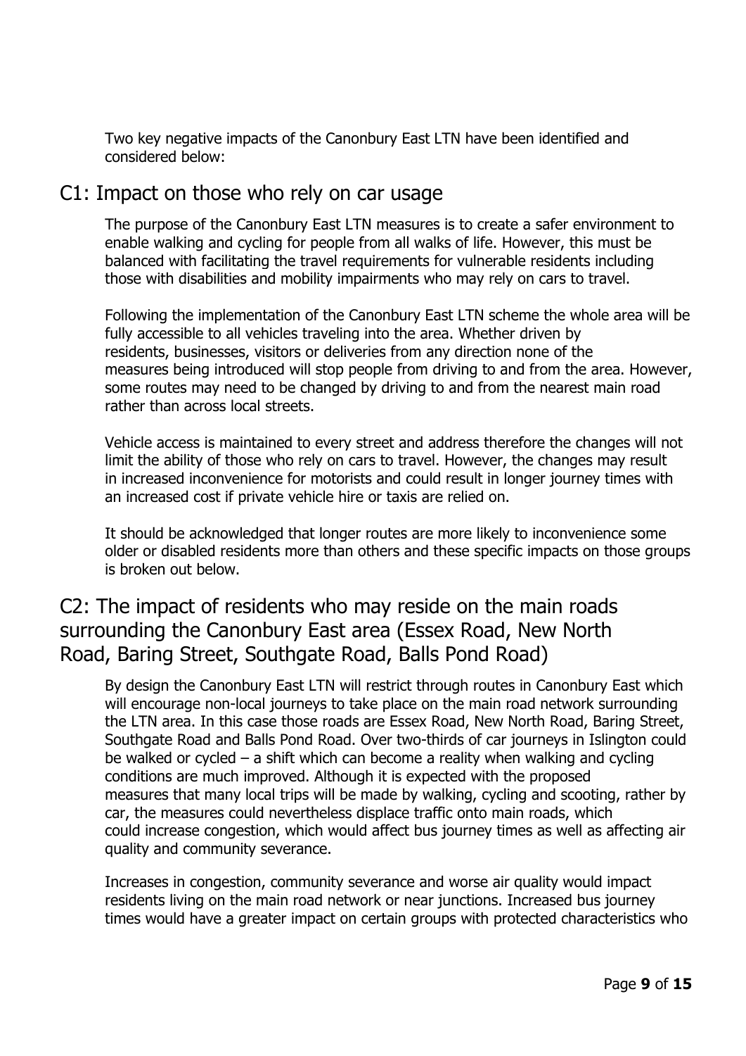Two key negative impacts of the Canonbury East LTN have been identified and considered below:

## C1: Impact on those who rely on car usage

The purpose of the Canonbury East LTN measures is to create a safer environment to enable walking and cycling for people from all walks of life. However, this must be balanced with facilitating the travel requirements for vulnerable residents including those with disabilities and mobility impairments who may rely on cars to travel.

Following the implementation of the Canonbury East LTN scheme the whole area will be fully accessible to all vehicles traveling into the area. Whether driven by residents, businesses, visitors or deliveries from any direction none of the measures being introduced will stop people from driving to and from the area. However, some routes may need to be changed by driving to and from the nearest main road rather than across local streets.

Vehicle access is maintained to every street and address therefore the changes will not limit the ability of those who rely on cars to travel. However, the changes may result in increased inconvenience for motorists and could result in longer journey times with an increased cost if private vehicle hire or taxis are relied on.

It should be acknowledged that longer routes are more likely to inconvenience some older or disabled residents more than others and these specific impacts on those groups is broken out below.

## C2: The impact of residents who may reside on the main roads surrounding the Canonbury East area (Essex Road, New North Road, Baring Street, Southgate Road, Balls Pond Road)

By design the Canonbury East LTN will restrict through routes in Canonbury East which will encourage non-local journeys to take place on the main road network surrounding the LTN area. In this case those roads are Essex Road, New North Road, Baring Street, Southgate Road and Balls Pond Road. Over two-thirds of car journeys in Islington could be walked or cycled – a shift which can become a reality when walking and cycling conditions are much improved. Although it is expected with the proposed measures that many local trips will be made by walking, cycling and scooting, rather by car, the measures could nevertheless displace traffic onto main roads, which could increase congestion, which would affect bus journey times as well as affecting air quality and community severance.

Increases in congestion, community severance and worse air quality would impact residents living on the main road network or near junctions. Increased bus journey times would have a greater impact on certain groups with protected characteristics who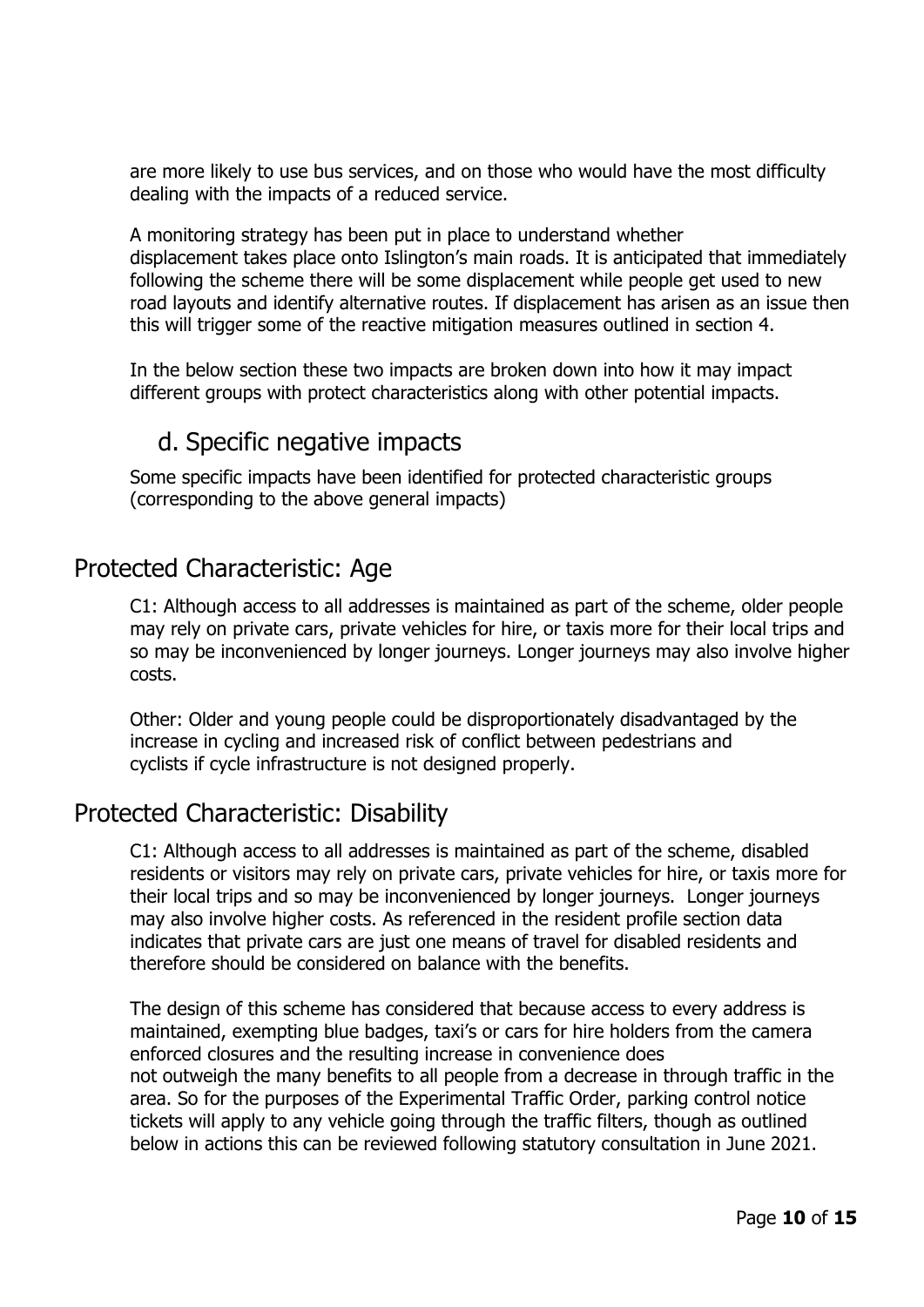are more likely to use bus services, and on those who would have the most difficulty dealing with the impacts of a reduced service.

A monitoring strategy has been put in place to understand whether displacement takes place onto Islington's main roads. It is anticipated that immediately following the scheme there will be some displacement while people get used to new road layouts and identify alternative routes. If displacement has arisen as an issue then this will trigger some of the reactive mitigation measures outlined in section 4.

In the below section these two impacts are broken down into how it may impact different groups with protect characteristics along with other potential impacts.

### d. Specific negative impacts

Some specific impacts have been identified for protected characteristic groups (corresponding to the above general impacts)

## Protected Characteristic: Age

C1: Although access to all addresses is maintained as part of the scheme, older people may rely on private cars, private vehicles for hire, or taxis more for their local trips and so may be inconvenienced by longer journeys. Longer journeys may also involve higher costs.

Other: Older and young people could be disproportionately disadvantaged by the increase in cycling and increased risk of conflict between pedestrians and cyclists if cycle infrastructure is not designed properly.

## Protected Characteristic: Disability

C1: Although access to all addresses is maintained as part of the scheme, disabled residents or visitors may rely on private cars, private vehicles for hire, or taxis more for their local trips and so may be inconvenienced by longer journeys. Longer journeys may also involve higher costs. As referenced in the resident profile section data indicates that private cars are just one means of travel for disabled residents and therefore should be considered on balance with the benefits.

The design of this scheme has considered that because access to every address is maintained, exempting blue badges, taxi's or cars for hire holders from the camera enforced closures and the resulting increase in convenience does not outweigh the many benefits to all people from a decrease in through traffic in the area. So for the purposes of the Experimental Traffic Order, parking control notice tickets will apply to any vehicle going through the traffic filters, though as outlined below in actions this can be reviewed following statutory consultation in June 2021.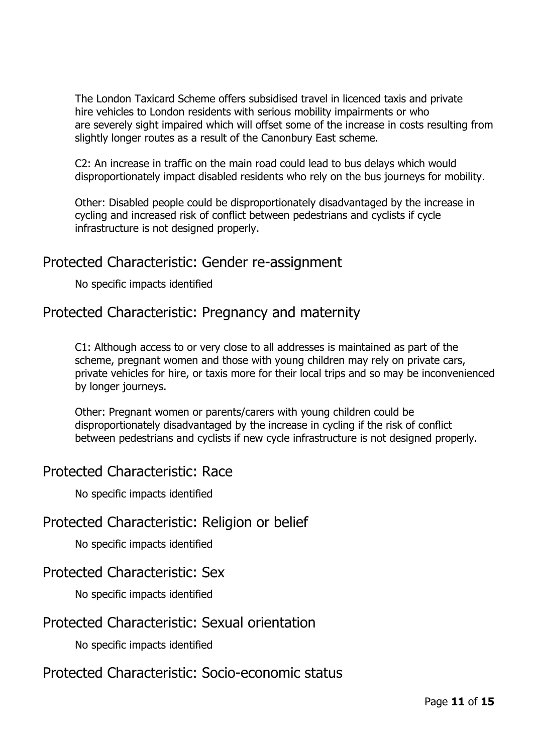The London Taxicard Scheme offers subsidised travel in licenced taxis and private hire vehicles to London residents with serious mobility impairments or who are severely sight impaired which will offset some of the increase in costs resulting from slightly longer routes as a result of the Canonbury East scheme.

C2: An increase in traffic on the main road could lead to bus delays which would disproportionately impact disabled residents who rely on the bus journeys for mobility.

Other: Disabled people could be disproportionately disadvantaged by the increase in cycling and increased risk of conflict between pedestrians and cyclists if cycle infrastructure is not designed properly.

## Protected Characteristic: Gender re-assignment

No specific impacts identified

## Protected Characteristic: Pregnancy and maternity

C1: Although access to or very close to all addresses is maintained as part of the scheme, pregnant women and those with young children may rely on private cars, private vehicles for hire, or taxis more for their local trips and so may be inconvenienced by longer journeys.

Other: Pregnant women or parents/carers with young children could be disproportionately disadvantaged by the increase in cycling if the risk of conflict between pedestrians and cyclists if new cycle infrastructure is not designed properly.

## Protected Characteristic: Race

No specific impacts identified

## Protected Characteristic: Religion or belief

No specific impacts identified

## Protected Characteristic: Sex

No specific impacts identified

## Protected Characteristic: Sexual orientation

No specific impacts identified

## Protected Characteristic: Socio-economic status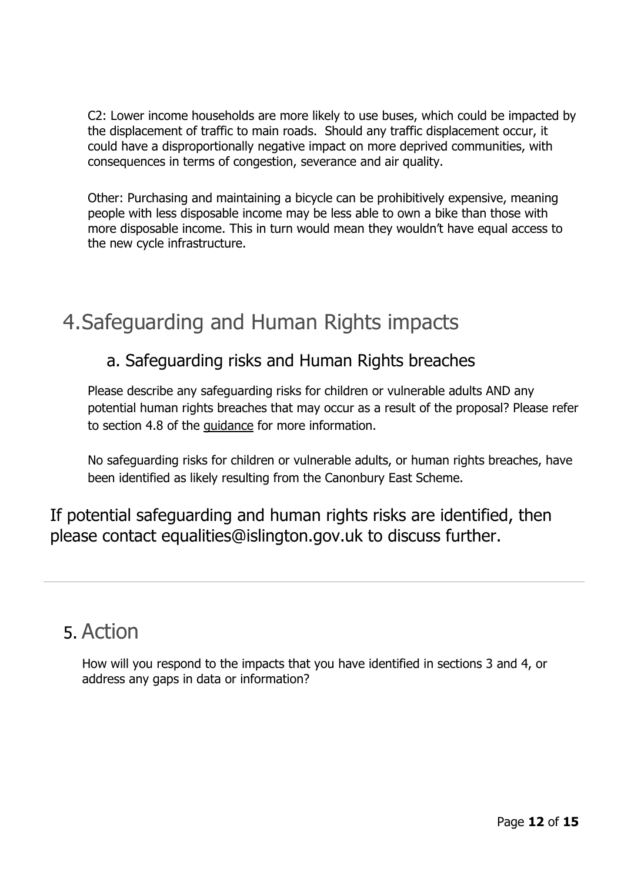C2: Lower income households are more likely to use buses, which could be impacted by the displacement of traffic to main roads. Should any traffic displacement occur, it could have a disproportionally negative impact on more deprived communities, with consequences in terms of congestion, severance and air quality.

Other: Purchasing and maintaining a bicycle can be prohibitively expensive, meaning people with less disposable income may be less able to own a bike than those with more disposable income. This in turn would mean they wouldn't have equal access to the new cycle infrastructure.

# 4. Safeguarding and Human Rights impacts

## a. Safeguarding risks and Human Rights breaches

Please describe any safeguarding risks for children or vulnerable adults AND any potential human rights breaches that may occur as a result of the proposal? Please refer to section 4.8 of the guidance for more information.

No safeguarding risks for children or vulnerable adults, or human rights breaches, have been identified as likely resulting from the Canonbury East Scheme.

If potential safeguarding and human rights risks are identified, then please contact equalities@islington.gov.uk to discuss further.

---

# 5. Action

How will you respond to the impacts that you have identified in sections 3 and 4, or address any gaps in data or information?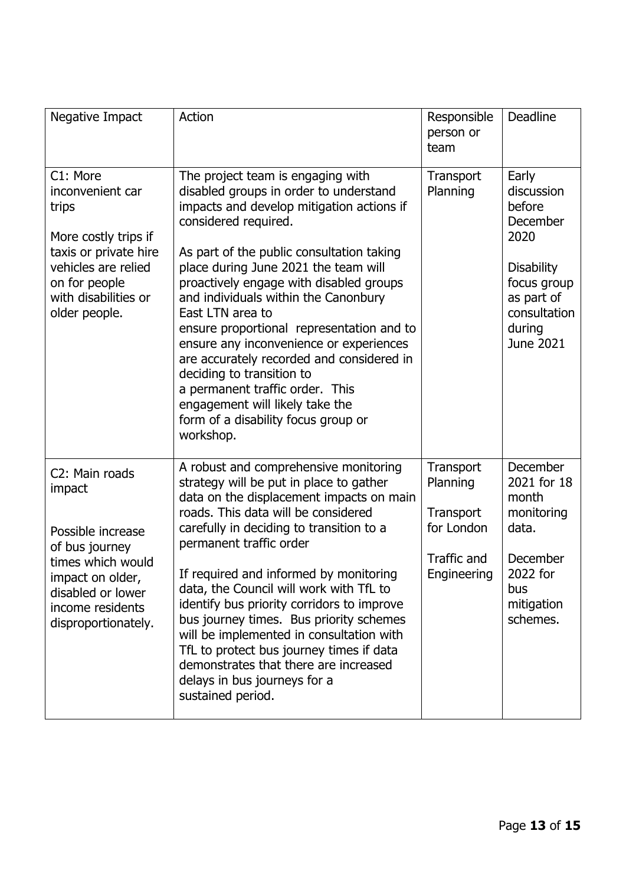| Negative Impact | Action | Responsible person or team | Deadline |
|---|---|---|---|
| C1: More inconvenient car trips<br><br>More costly trips if taxis or private hire vehicles are relied on for people with disabilities or older people. | The project team is engaging with disabled groups in order to understand impacts and develop mitigation actions if considered required.<br><br>As part of the public consultation taking place during June 2021 the team will proactively engage with disabled groups and individuals within the Canonbury East LTN area to ensure proportional representation and to ensure any inconvenience or experiences are accurately recorded and considered in deciding to transition to a permanent traffic order. This engagement will likely take the form of a disability focus group or workshop. | Transport Planning | Early discussion before December 2020<br><br>Disability focus group as part of consultation during June 2021 |
| C2: Main roads impact<br><br>Possible increase of bus journey times which would impact on older, disabled or lower income residents disproportionately. | A robust and comprehensive monitoring strategy will be put in place to gather data on the displacement impacts on main roads. This data will be considered carefully in deciding to transition to a permanent traffic order<br><br>If required and informed by monitoring data, the Council will work with TfL to identify bus priority corridors to improve bus journey times. Bus priority schemes will be implemented in consultation with TfL to protect bus journey times if data demonstrates that there are increased delays in bus journeys for a sustained period. | Transport Planning<br><br>Transport for London<br><br>Traffic and Engineering | December 2021 for 18 month monitoring data.<br><br>December 2022 for bus mitigation schemes. |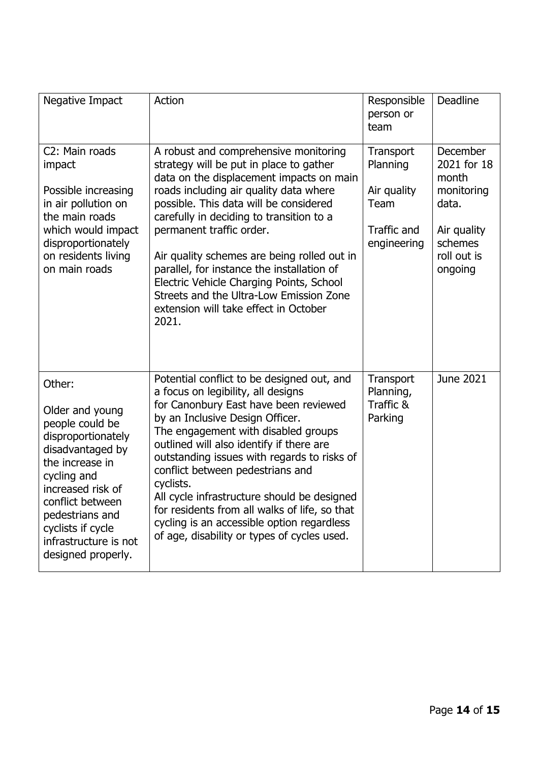| Negative Impact | Action | Responsible person or team | Deadline |
|---|---|---|---|
| C2: Main roads impact<br><br>Possible increasing in air pollution on the main roads which would impact disproportionately on residents living on main roads | A robust and comprehensive monitoring strategy will be put in place to gather data on the displacement impacts on main roads including air quality data where possible. This data will be considered carefully in deciding to transition to a permanent traffic order.<br><br>Air quality schemes are being rolled out in parallel, for instance the installation of Electric Vehicle Charging Points, School Streets and the Ultra-Low Emission Zone extension will take effect in October 2021. | Transport Planning<br><br>Air quality Team<br><br>Traffic and engineering | December 2021 for 18 month monitoring data.<br><br>Air quality schemes roll out is ongoing |
| Other:<br><br>Older and young people could be disproportionately disadvantaged by the increase in cycling and increased risk of conflict between pedestrians and cyclists if cycle infrastructure is not designed properly. | Potential conflict to be designed out, and a focus on legibility, all designs for Canonbury East have been reviewed by an Inclusive Design Officer.<br>The engagement with disabled groups outlined will also identify if there are outstanding issues with regards to risks of conflict between pedestrians and cyclists.<br>All cycle infrastructure should be designed for residents from all walks of life, so that cycling is an accessible option regardless of age, disability or types of cycles used. | Transport Planning, Traffic & Parking | June 2021 |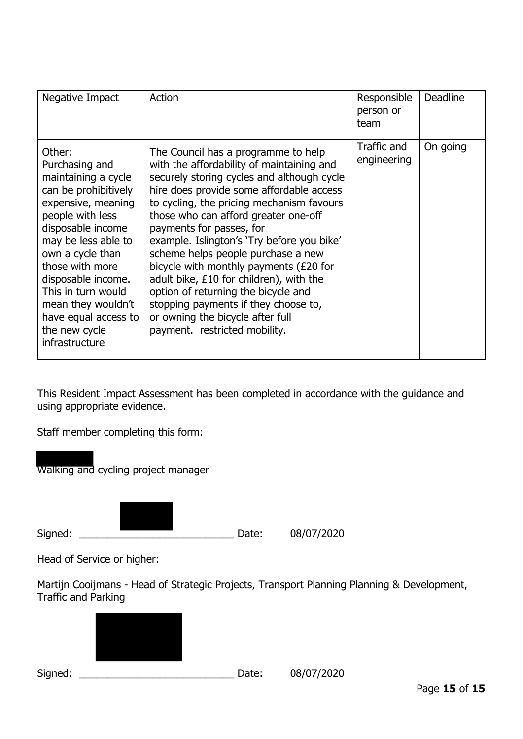| Negative Impact | Action | Responsible person or team | Deadline |
| --- | --- | --- | --- |
| Other: Purchasing and maintaining a cycle can be prohibitively expensive, meaning people with less disposable income may be less able to own a cycle than those with more disposable income. This in turn would mean they wouldn't have equal access to the new cycle infrastructure | The Council has a programme to help with the affordability of maintaining and securely storing cycles and although cycle hire does provide some affordable access to cycling, the pricing mechanism favours those who can afford greater one-off payments for passes, for example. Islington's 'Try before you bike' scheme helps people purchase a new bicycle with monthly payments (£20 for adult bike, £10 for children), with the option of returning the bicycle and stopping payments if they choose to, or owning the bicycle after full payment. restricted mobility. | Traffic and engineering | On going |

This Resident Impact Assessment has been completed in accordance with the guidance and using appropriate evidence.

Staff member completing this form:

Walking and cycling project manager

Signed: ___________________________ Date: 08/07/2020

Head of Service or higher:

Martijn Cooijmans - Head of Strategic Projects, Transport Planning Planning & Development, Traffic and Parking

Signed: ___________________________ Date: 08/07/2020